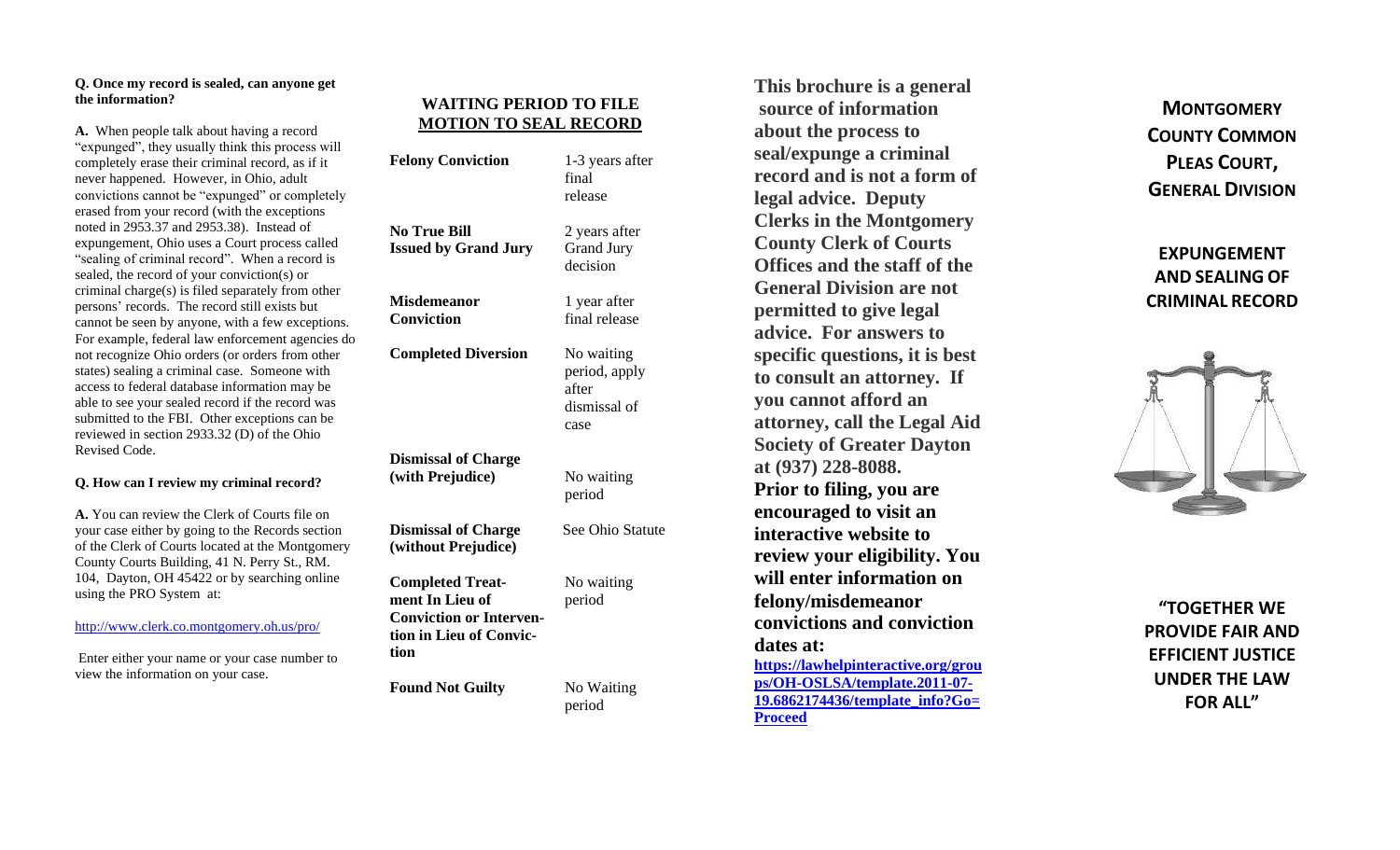**Q. Once my record is sealed, can anyone get the information?**

**A.** When people talk about having a record "expunged", they usually think this process will completely erase their criminal record, as if it never happened. However, in Ohio, adult convictions cannot be "expunged" or completely erased from your record (with the exceptions noted in 2953.37 and 2953.38). Instead of expungement, Ohio uses a Court process called "sealing of criminal record". When a record is sealed, the record of your conviction(s) or criminal charge(s) is filed separately from other persons' records. The record still exists but cannot be seen by anyone, with a few exceptions. For example, federal law enforcement agencies do not recognize Ohio orders (or orders from other states) sealing a criminal case. Someone with access to federal database information may be able to see your sealed record if the record was submitted to the FBI. Other exceptions can be reviewed in section 2933.32 (D) of the Ohio Revised Code.

**Q. How can I review my criminal record?**

**A.** You can review the Clerk of Courts file on your case either by going to the Records section of the Clerk of Courts located at the Montgomery County Courts Building, 41 N. Perry St., RM. 104, Dayton, OH 45422 or by searching online using the PRO System at:

http://www.clerk.co.montgomery.oh.us/pro/

Enter either your name or your case number to view the information on your case.

## WAITING PERIOD TO FILE MOTION TO SEAL RECORD

| | |
|---|---|
| **Felony Conviction** | 1-3 years after final release |
| **No True Bill Issued by Grand Jury** | 2 years after Grand Jury decision |
| **Misdemeanor Conviction** | 1 year after final release |
| **Completed Diversion** | No waiting period, apply after dismissal of case |
| **Dismissal of Charge (with Prejudice)** | No waiting period |
| **Dismissal of Charge (without Prejudice)** | See Ohio Statute |
| **Completed Treatment In Lieu of Conviction or Intervention in Lieu of Conviction** | No waiting period |
| **Found Not Guilty** | No Waiting period |

**This brochure is a general source of information about the process to seal/expunge a criminal record and is not a form of legal advice. Deputy Clerks in the Montgomery County Clerk of Courts Offices and the staff of the General Division are not permitted to give legal advice. For answers to specific questions, it is best to consult an attorney. If you cannot afford an attorney, call the Legal Aid Society of Greater Dayton at (937) 228-8088.**

**Prior to filing, you are encouraged to visit an interactive website to review your eligibility. You will enter information on felony/misdemeanor convictions and conviction dates at:**

**https://lawhelpinteractive.org/groups/OH-OSLSA/template.2011-07-19.6862174436/template_info?Go=Proceed**

# MONTGOMERY COUNTY COMMON PLEAS COURT, GENERAL DIVISION

## EXPUNGEMENT AND SEALING OF CRIMINAL RECORD

**"TOGETHER WE PROVIDE FAIR AND EFFICIENT JUSTICE UNDER THE LAW FOR ALL"**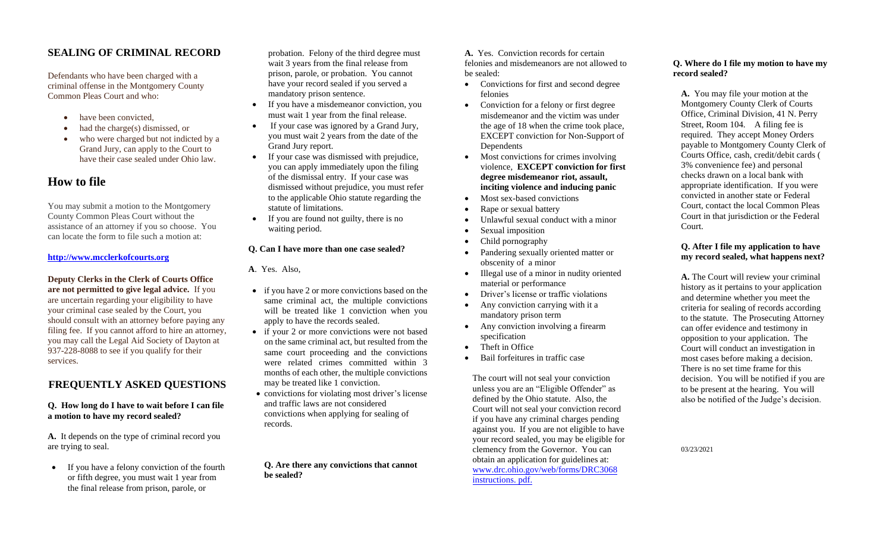## SEALING OF CRIMINAL RECORD

Defendants who have been charged with a criminal offense in the Montgomery County Common Pleas Court and who:

- have been convicted,
- had the charge(s) dismissed, or
- who were charged but not indicted by a Grand Jury, can apply to the Court to have their case sealed under Ohio law.

## How to file

You may submit a motion to the Montgomery County Common Pleas Court without the assistance of an attorney if you so choose. You can locate the form to file such a motion at:

**http://www.mcclerkofcourts.org**

**Deputy Clerks in the Clerk of Courts Office are not permitted to give legal advice.** If you are uncertain regarding your eligibility to have your criminal case sealed by the Court, you should consult with an attorney before paying any filing fee. If you cannot afford to hire an attorney, you may call the Legal Aid Society of Dayton at 937-228-8088 to see if you qualify for their services.

## FREQUENTLY ASKED QUESTIONS

**Q. How long do I have to wait before I can file a motion to have my record sealed?**

**A.** It depends on the type of criminal record you are trying to seal.

- If you have a felony conviction of the fourth or fifth degree, you must wait 1 year from the final release from prison, parole, or probation. Felony of the third degree must wait 3 years from the final release from prison, parole, or probation. You cannot have your record sealed if you served a mandatory prison sentence.
- If you have a misdemeanor conviction, you must wait 1 year from the final release.
- If your case was ignored by a Grand Jury, you must wait 2 years from the date of the Grand Jury report.
- If your case was dismissed with prejudice, you can apply immediately upon the filing of the dismissal entry. If your case was dismissed without prejudice, you must refer to the applicable Ohio statute regarding the statute of limitations.
- If you are found not guilty, there is no waiting period.

**Q. Can I have more than one case sealed?**

**A**. Yes. Also,

- if you have 2 or more convictions based on the same criminal act, the multiple convictions will be treated like 1 conviction when you apply to have the records sealed.
- if your 2 or more convictions were not based on the same criminal act, but resulted from the same court proceeding and the convictions were related crimes committed within 3 months of each other, the multiple convictions may be treated like 1 conviction.
- convictions for violating most driver's license and traffic laws are not considered convictions when applying for sealing of records.

**Q. Are there any convictions that cannot be sealed?**

**A.** Yes. Conviction records for certain felonies and misdemeanors are not allowed to be sealed:

- Convictions for first and second degree felonies
- Conviction for a felony or first degree misdemeanor and the victim was under the age of 18 when the crime took place, EXCEPT conviction for Non-Support of Dependents
- Most convictions for crimes involving violence, **EXCEPT conviction for first degree misdemeanor riot, assault, inciting violence and inducing panic**
- Most sex-based convictions
- Rape or sexual battery
- Unlawful sexual conduct with a minor
- Sexual imposition
- Child pornography
- Pandering sexually oriented matter or obscenity of a minor
- Illegal use of a minor in nudity oriented material or performance
- Driver's license or traffic violations
- Any conviction carrying with it a mandatory prison term
- Any conviction involving a firearm specification
- Theft in Office
- Bail forfeitures in traffic case

The court will not seal your conviction unless you are an "Eligible Offender" as defined by the Ohio statute. Also, the Court will not seal your conviction record if you have any criminal charges pending against you. If you are not eligible to have your record sealed, you may be eligible for clemency from the Governor. You can obtain an application for guidelines at: www.drc.ohio.gov/web/forms/DRC3068 instructions. pdf.

**Q. Where do I file my motion to have my record sealed?**

**A.** You may file your motion at the Montgomery County Clerk of Courts Office, Criminal Division, 41 N. Perry Street, Room 104. A filing fee is required. They accept Money Orders payable to Montgomery County Clerk of Courts Office, cash, credit/debit cards ( 3% convenience fee) and personal checks drawn on a local bank with appropriate identification. If you were convicted in another state or Federal Court, contact the local Common Pleas Court in that jurisdiction or the Federal Court.

**Q. After I file my application to have my record sealed, what happens next?**

**A.** The Court will review your criminal history as it pertains to your application and determine whether you meet the criteria for sealing of records according to the statute. The Prosecuting Attorney can offer evidence and testimony in opposition to your application. The Court will conduct an investigation in most cases before making a decision. There is no set time frame for this decision. You will be notified if you are to be present at the hearing. You will also be notified of the Judge's decision.

03/23/2021